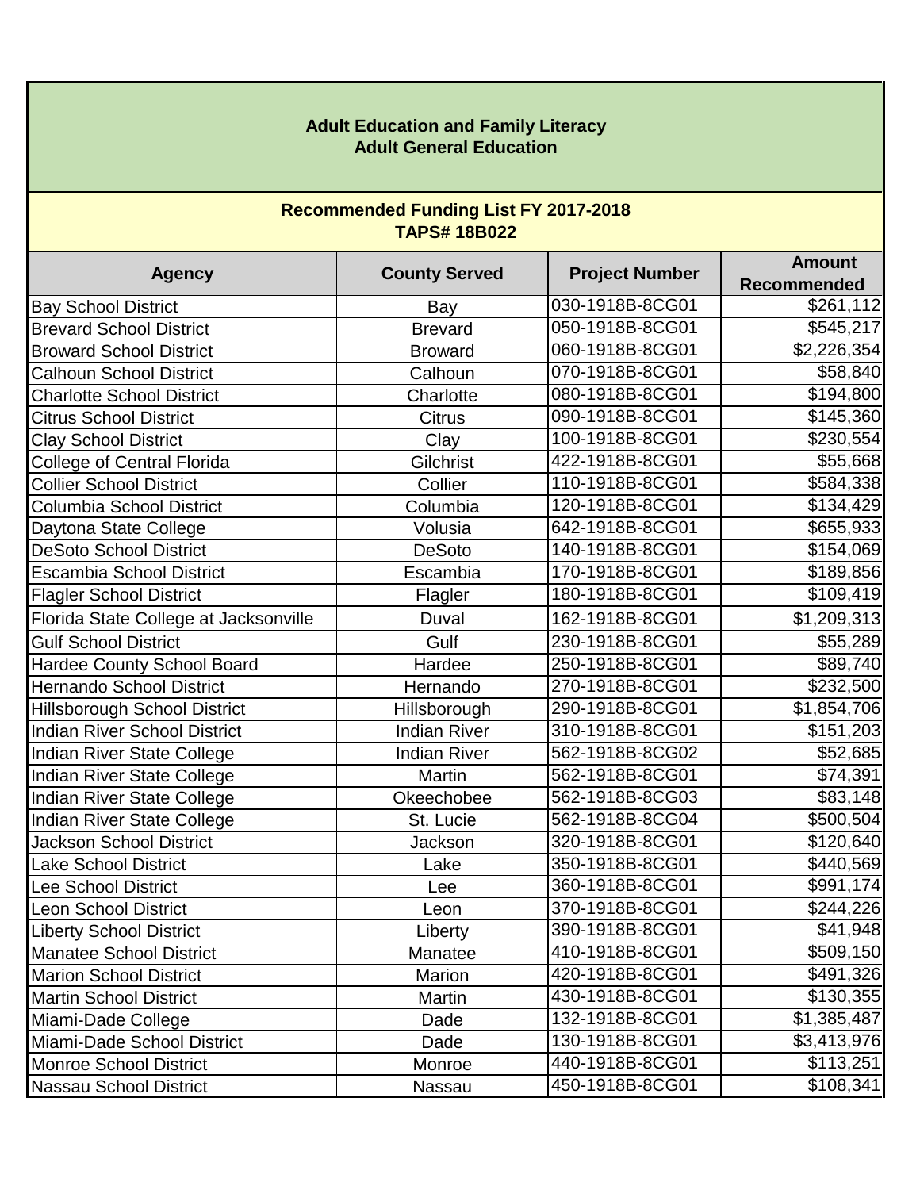## Adult Education and Family Literacy
## Adult General Education

### Recommended Funding List FY 2017-2018
### TAPS# 18B022

| Agency | County Served | Project Number | Amount Recommended |
|---|---|---|---|
| Bay School District | Bay | 030-1918B-8CG01 | $261,112 |
| Brevard School District | Brevard | 050-1918B-8CG01 | $545,217 |
| Broward School District | Broward | 060-1918B-8CG01 | $2,226,354 |
| Calhoun School District | Calhoun | 070-1918B-8CG01 | $58,840 |
| Charlotte School District | Charlotte | 080-1918B-8CG01 | $194,800 |
| Citrus School District | Citrus | 090-1918B-8CG01 | $145,360 |
| Clay School District | Clay | 100-1918B-8CG01 | $230,554 |
| College of Central Florida | Gilchrist | 422-1918B-8CG01 | $55,668 |
| Collier School District | Collier | 110-1918B-8CG01 | $584,338 |
| Columbia School District | Columbia | 120-1918B-8CG01 | $134,429 |
| Daytona State College | Volusia | 642-1918B-8CG01 | $655,933 |
| DeSoto School District | DeSoto | 140-1918B-8CG01 | $154,069 |
| Escambia School District | Escambia | 170-1918B-8CG01 | $189,856 |
| Flagler School District | Flagler | 180-1918B-8CG01 | $109,419 |
| Florida State College at Jacksonville | Duval | 162-1918B-8CG01 | $1,209,313 |
| Gulf School District | Gulf | 230-1918B-8CG01 | $55,289 |
| Hardee County School Board | Hardee | 250-1918B-8CG01 | $89,740 |
| Hernando School District | Hernando | 270-1918B-8CG01 | $232,500 |
| Hillsborough School District | Hillsborough | 290-1918B-8CG01 | $1,854,706 |
| Indian River School District | Indian River | 310-1918B-8CG01 | $151,203 |
| Indian River State College | Indian River | 562-1918B-8CG02 | $52,685 |
| Indian River State College | Martin | 562-1918B-8CG01 | $74,391 |
| Indian River State College | Okeechobee | 562-1918B-8CG03 | $83,148 |
| Indian River State College | St. Lucie | 562-1918B-8CG04 | $500,504 |
| Jackson School District | Jackson | 320-1918B-8CG01 | $120,640 |
| Lake School District | Lake | 350-1918B-8CG01 | $440,569 |
| Lee School District | Lee | 360-1918B-8CG01 | $991,174 |
| Leon School District | Leon | 370-1918B-8CG01 | $244,226 |
| Liberty School District | Liberty | 390-1918B-8CG01 | $41,948 |
| Manatee School District | Manatee | 410-1918B-8CG01 | $509,150 |
| Marion School District | Marion | 420-1918B-8CG01 | $491,326 |
| Martin School District | Martin | 430-1918B-8CG01 | $130,355 |
| Miami-Dade College | Dade | 132-1918B-8CG01 | $1,385,487 |
| Miami-Dade School District | Dade | 130-1918B-8CG01 | $3,413,976 |
| Monroe School District | Monroe | 440-1918B-8CG01 | $113,251 |
| Nassau School District | Nassau | 450-1918B-8CG01 | $108,341 |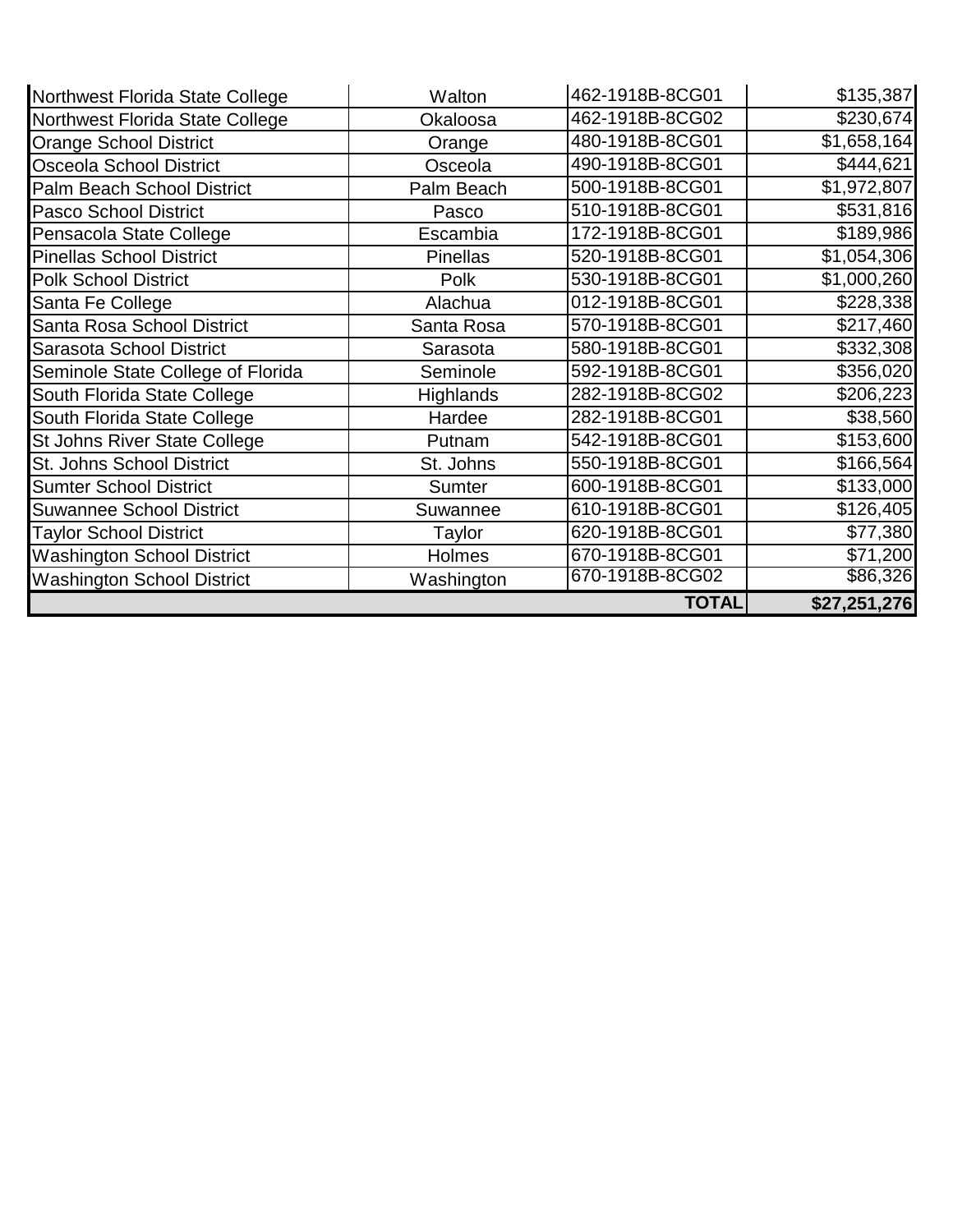| | | | |
|---|---|---|---|
| Northwest Florida State College | Walton | 462-1918B-8CG01 | $135,387 |
| Northwest Florida State College | Okaloosa | 462-1918B-8CG02 | $230,674 |
| Orange School District | Orange | 480-1918B-8CG01 | $1,658,164 |
| Osceola School District | Osceola | 490-1918B-8CG01 | $444,621 |
| Palm Beach School District | Palm Beach | 500-1918B-8CG01 | $1,972,807 |
| Pasco School District | Pasco | 510-1918B-8CG01 | $531,816 |
| Pensacola State College | Escambia | 172-1918B-8CG01 | $189,986 |
| Pinellas School District | Pinellas | 520-1918B-8CG01 | $1,054,306 |
| Polk School District | Polk | 530-1918B-8CG01 | $1,000,260 |
| Santa Fe College | Alachua | 012-1918B-8CG01 | $228,338 |
| Santa Rosa School District | Santa Rosa | 570-1918B-8CG01 | $217,460 |
| Sarasota School District | Sarasota | 580-1918B-8CG01 | $332,308 |
| Seminole State College of Florida | Seminole | 592-1918B-8CG01 | $356,020 |
| South Florida State College | Highlands | 282-1918B-8CG02 | $206,223 |
| South Florida State College | Hardee | 282-1918B-8CG01 | $38,560 |
| St Johns River State College | Putnam | 542-1918B-8CG01 | $153,600 |
| St. Johns School District | St. Johns | 550-1918B-8CG01 | $166,564 |
| Sumter School District | Sumter | 600-1918B-8CG01 | $133,000 |
| Suwannee School District | Suwannee | 610-1918B-8CG01 | $126,405 |
| Taylor School District | Taylor | 620-1918B-8CG01 | $77,380 |
| Washington School District | Holmes | 670-1918B-8CG01 | $71,200 |
| Washington School District | Washington | 670-1918B-8CG02 | $86,326 |
| | | **TOTAL** | **$27,251,276** |